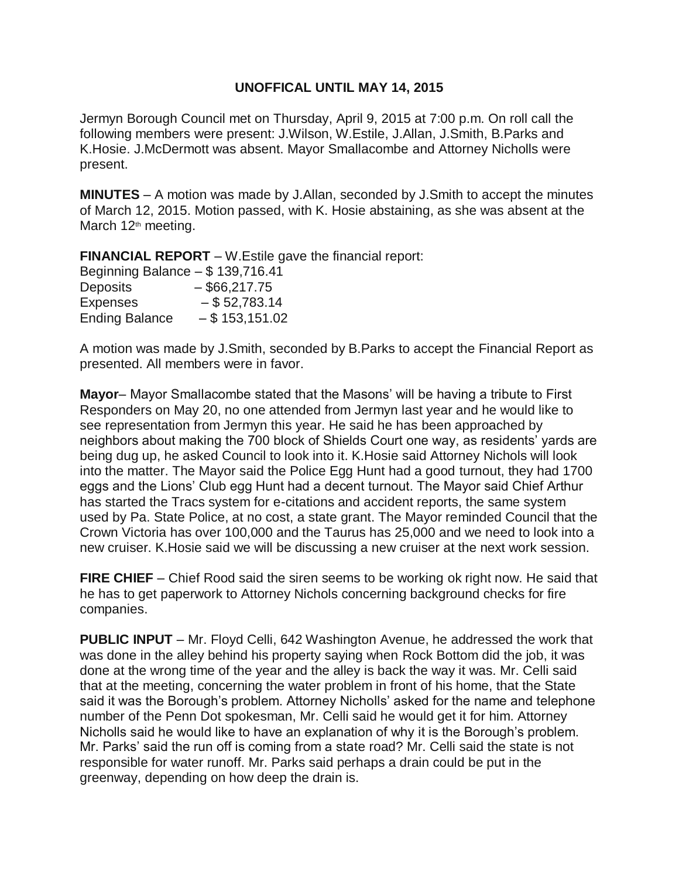**UNOFFICAL UNTIL MAY 14, 2015**

Jermyn Borough Council met on Thursday, April 9, 2015 at 7:00 p.m. On roll call the following members were present: J.Wilson, W.Estile, J.Allan, J.Smith, B.Parks and K.Hosie. J.McDermott was absent. Mayor Smallacombe and Attorney Nicholls were present.

**MINUTES** – A motion was made by J.Allan, seconded by J.Smith to accept the minutes of March 12, 2015. Motion passed, with K. Hosie abstaining, as she was absent at the March 12th meeting.

**FINANCIAL REPORT** – W.Estile gave the financial report:

Beginning Balance – $ 139,716.41
Deposits – $66,217.75
Expenses – $ 52,783.14
Ending Balance – $ 153,151.02

A motion was made by J.Smith, seconded by B.Parks to accept the Financial Report as presented. All members were in favor.

**Mayor**– Mayor Smallacombe stated that the Masons' will be having a tribute to First Responders on May 20, no one attended from Jermyn last year and he would like to see representation from Jermyn this year. He said he has been approached by neighbors about making the 700 block of Shields Court one way, as residents' yards are being dug up, he asked Council to look into it. K.Hosie said Attorney Nichols will look into the matter. The Mayor said the Police Egg Hunt had a good turnout, they had 1700 eggs and the Lions' Club egg Hunt had a decent turnout. The Mayor said Chief Arthur has started the Tracs system for e-citations and accident reports, the same system used by Pa. State Police, at no cost, a state grant. The Mayor reminded Council that the Crown Victoria has over 100,000 and the Taurus has 25,000 and we need to look into a new cruiser. K.Hosie said we will be discussing a new cruiser at the next work session.

**FIRE CHIEF** – Chief Rood said the siren seems to be working ok right now. He said that he has to get paperwork to Attorney Nichols concerning background checks for fire companies.

**PUBLIC INPUT** – Mr. Floyd Celli, 642 Washington Avenue, he addressed the work that was done in the alley behind his property saying when Rock Bottom did the job, it was done at the wrong time of the year and the alley is back the way it was. Mr. Celli said that at the meeting, concerning the water problem in front of his home, that the State said it was the Borough's problem. Attorney Nicholls' asked for the name and telephone number of the Penn Dot spokesman, Mr. Celli said he would get it for him. Attorney Nicholls said he would like to have an explanation of why it is the Borough's problem. Mr. Parks' said the run off is coming from a state road? Mr. Celli said the state is not responsible for water runoff. Mr. Parks said perhaps a drain could be put in the greenway, depending on how deep the drain is.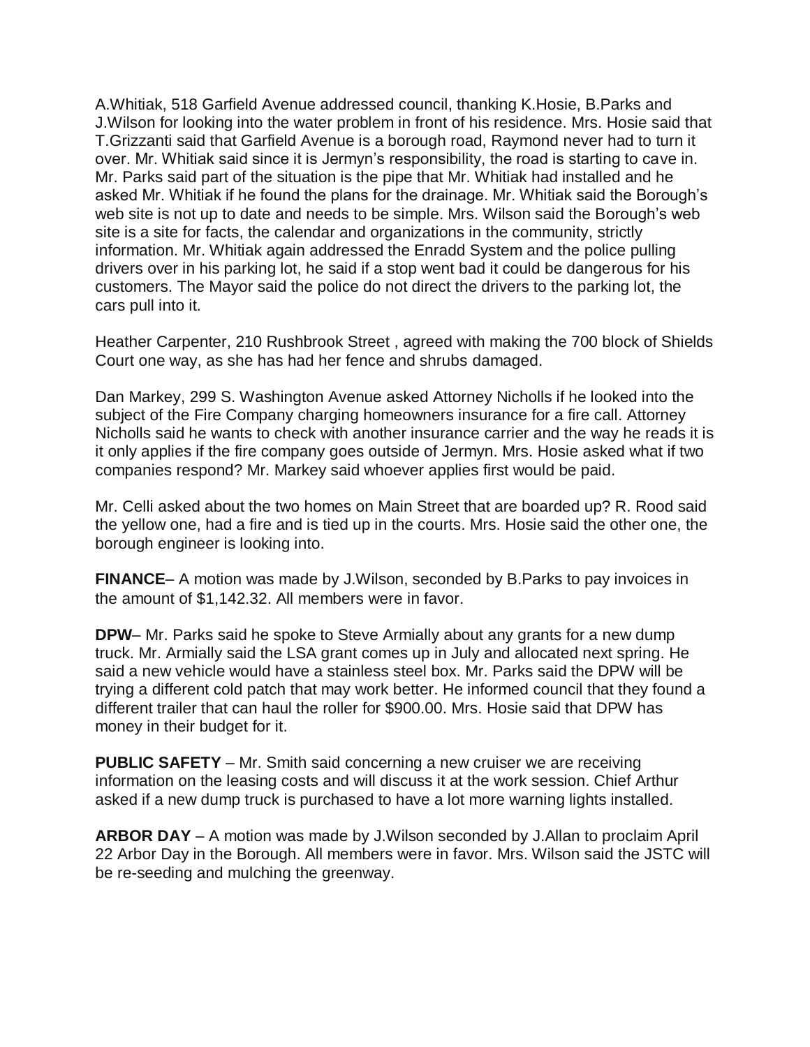A.Whitiak, 518 Garfield Avenue addressed council, thanking K.Hosie, B.Parks and J.Wilson for looking into the water problem in front of his residence. Mrs. Hosie said that T.Grizzanti said that Garfield Avenue is a borough road, Raymond never had to turn it over. Mr. Whitiak said since it is Jermyn's responsibility, the road is starting to cave in. Mr. Parks said part of the situation is the pipe that Mr. Whitiak had installed and he asked Mr. Whitiak if he found the plans for the drainage. Mr. Whitiak said the Borough's web site is not up to date and needs to be simple. Mrs. Wilson said the Borough's web site is a site for facts, the calendar and organizations in the community, strictly information. Mr. Whitiak again addressed the Enradd System and the police pulling drivers over in his parking lot, he said if a stop went bad it could be dangerous for his customers. The Mayor said the police do not direct the drivers to the parking lot, the cars pull into it.

Heather Carpenter, 210 Rushbrook Street , agreed with making the 700 block of Shields Court one way, as she has had her fence and shrubs damaged.

Dan Markey, 299 S. Washington Avenue asked Attorney Nicholls if he looked into the subject of the Fire Company charging homeowners insurance for a fire call. Attorney Nicholls said he wants to check with another insurance carrier and the way he reads it is it only applies if the fire company goes outside of Jermyn. Mrs. Hosie asked what if two companies respond? Mr. Markey said whoever applies first would be paid.

Mr. Celli asked about the two homes on Main Street that are boarded up? R. Rood said the yellow one, had a fire and is tied up in the courts. Mrs. Hosie said the other one, the borough engineer is looking into.

**FINANCE**– A motion was made by J.Wilson, seconded by B.Parks to pay invoices in the amount of $1,142.32. All members were in favor.

**DPW**– Mr. Parks said he spoke to Steve Armially about any grants for a new dump truck. Mr. Armially said the LSA grant comes up in July and allocated next spring. He said a new vehicle would have a stainless steel box. Mr. Parks said the DPW will be trying a different cold patch that may work better. He informed council that they found a different trailer that can haul the roller for $900.00. Mrs. Hosie said that DPW has money in their budget for it.

**PUBLIC SAFETY** – Mr. Smith said concerning a new cruiser we are receiving information on the leasing costs and will discuss it at the work session. Chief Arthur asked if a new dump truck is purchased to have a lot more warning lights installed.

**ARBOR DAY** – A motion was made by J.Wilson seconded by J.Allan to proclaim April 22 Arbor Day in the Borough. All members were in favor. Mrs. Wilson said the JSTC will be re-seeding and mulching the greenway.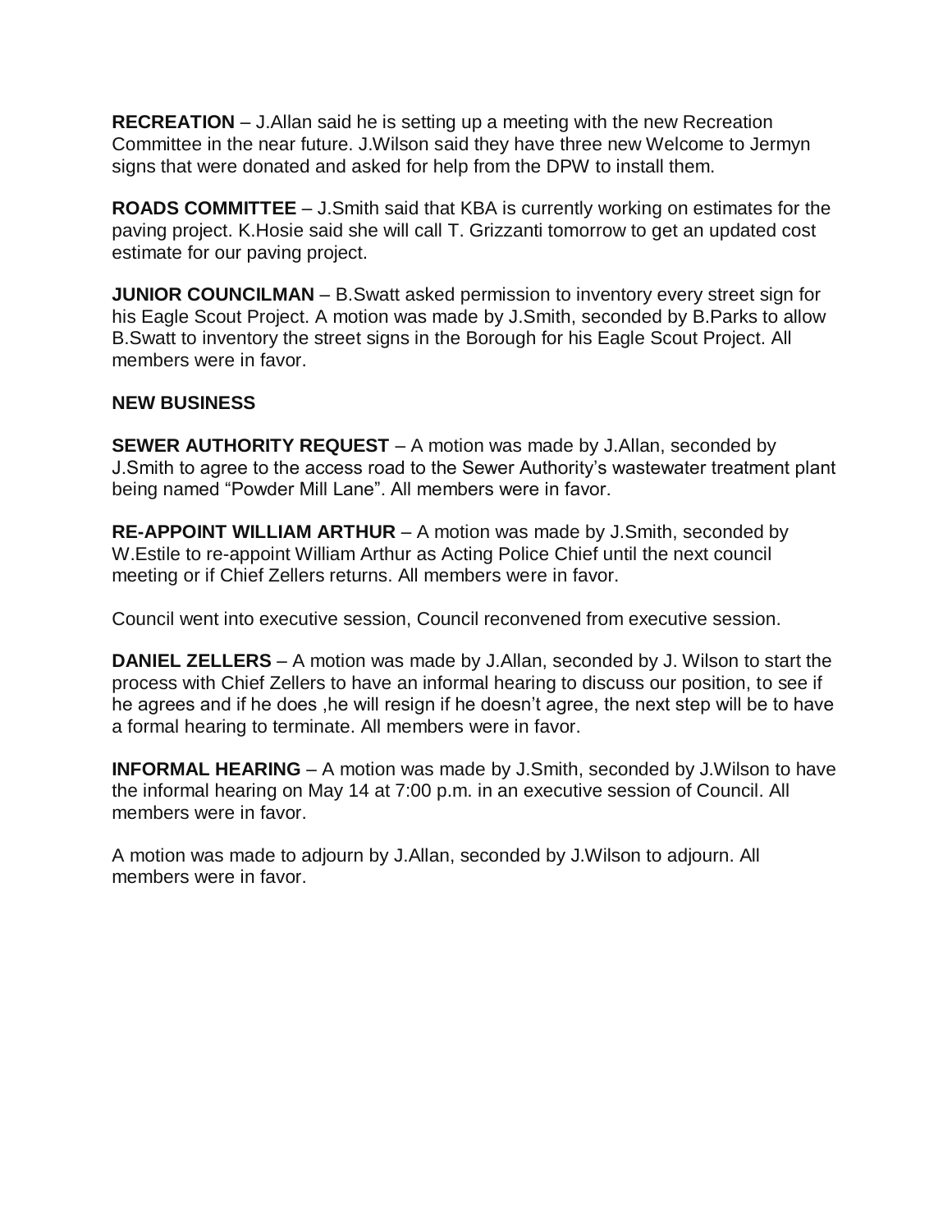**RECREATION** – J.Allan said he is setting up a meeting with the new Recreation Committee in the near future. J.Wilson said they have three new Welcome to Jermyn signs that were donated and asked for help from the DPW to install them.

**ROADS COMMITTEE** – J.Smith said that KBA is currently working on estimates for the paving project. K.Hosie said she will call T. Grizzanti tomorrow to get an updated cost estimate for our paving project.

**JUNIOR COUNCILMAN** – B.Swatt asked permission to inventory every street sign for his Eagle Scout Project. A motion was made by J.Smith, seconded by B.Parks to allow B.Swatt to inventory the street signs in the Borough for his Eagle Scout Project. All members were in favor.

**NEW BUSINESS**

**SEWER AUTHORITY REQUEST** – A motion was made by J.Allan, seconded by J.Smith to agree to the access road to the Sewer Authority's wastewater treatment plant being named "Powder Mill Lane". All members were in favor.

**RE-APPOINT WILLIAM ARTHUR** – A motion was made by J.Smith, seconded by W.Estile to re-appoint William Arthur as Acting Police Chief until the next council meeting or if Chief Zellers returns. All members were in favor.

Council went into executive session, Council reconvened from executive session.

**DANIEL ZELLERS** – A motion was made by J.Allan, seconded by J. Wilson to start the process with Chief Zellers to have an informal hearing to discuss our position, to see if he agrees and if he does ,he will resign if he doesn't agree, the next step will be to have a formal hearing to terminate. All members were in favor.

**INFORMAL HEARING** – A motion was made by J.Smith, seconded by J.Wilson to have the informal hearing on May 14 at 7:00 p.m. in an executive session of Council. All members were in favor.

A motion was made to adjourn by J.Allan, seconded by J.Wilson to adjourn. All members were in favor.